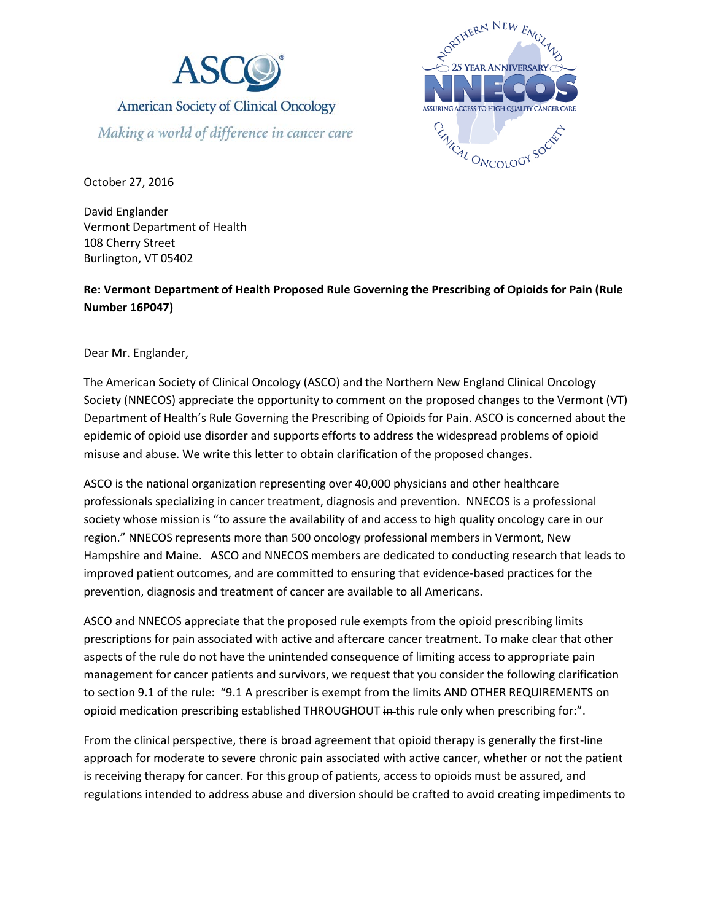ASCO

American Society of Clinical Oncology

*Making a world of difference in cancer care*

NORTHERN NEW ENGLAND CLINICAL ONCOLOGY SOCIETY — 25 YEAR ANNIVERSARY — NNECOS — ASSURING ACCESS TO HIGH QUALITY CANCER CARE

October 27, 2016

David Englander
Vermont Department of Health
108 Cherry Street
Burlington, VT 05402

**Re: Vermont Department of Health Proposed Rule Governing the Prescribing of Opioids for Pain (Rule Number 16P047)**

Dear Mr. Englander,

The American Society of Clinical Oncology (ASCO) and the Northern New England Clinical Oncology Society (NNECOS) appreciate the opportunity to comment on the proposed changes to the Vermont (VT) Department of Health's Rule Governing the Prescribing of Opioids for Pain. ASCO is concerned about the epidemic of opioid use disorder and supports efforts to address the widespread problems of opioid misuse and abuse. We write this letter to obtain clarification of the proposed changes.

ASCO is the national organization representing over 40,000 physicians and other healthcare professionals specializing in cancer treatment, diagnosis and prevention. NNECOS is a professional society whose mission is "to assure the availability of and access to high quality oncology care in our region." NNECOS represents more than 500 oncology professional members in Vermont, New Hampshire and Maine. ASCO and NNECOS members are dedicated to conducting research that leads to improved patient outcomes, and are committed to ensuring that evidence-based practices for the prevention, diagnosis and treatment of cancer are available to all Americans.

ASCO and NNECOS appreciate that the proposed rule exempts from the opioid prescribing limits prescriptions for pain associated with active and aftercare cancer treatment. To make clear that other aspects of the rule do not have the unintended consequence of limiting access to appropriate pain management for cancer patients and survivors, we request that you consider the following clarification to section 9.1 of the rule: "9.1 A prescriber is exempt from the limits AND OTHER REQUIREMENTS on opioid medication prescribing established THROUGHOUT ~~in~~ this rule only when prescribing for:".

From the clinical perspective, there is broad agreement that opioid therapy is generally the first-line approach for moderate to severe chronic pain associated with active cancer, whether or not the patient is receiving therapy for cancer. For this group of patients, access to opioids must be assured, and regulations intended to address abuse and diversion should be crafted to avoid creating impediments to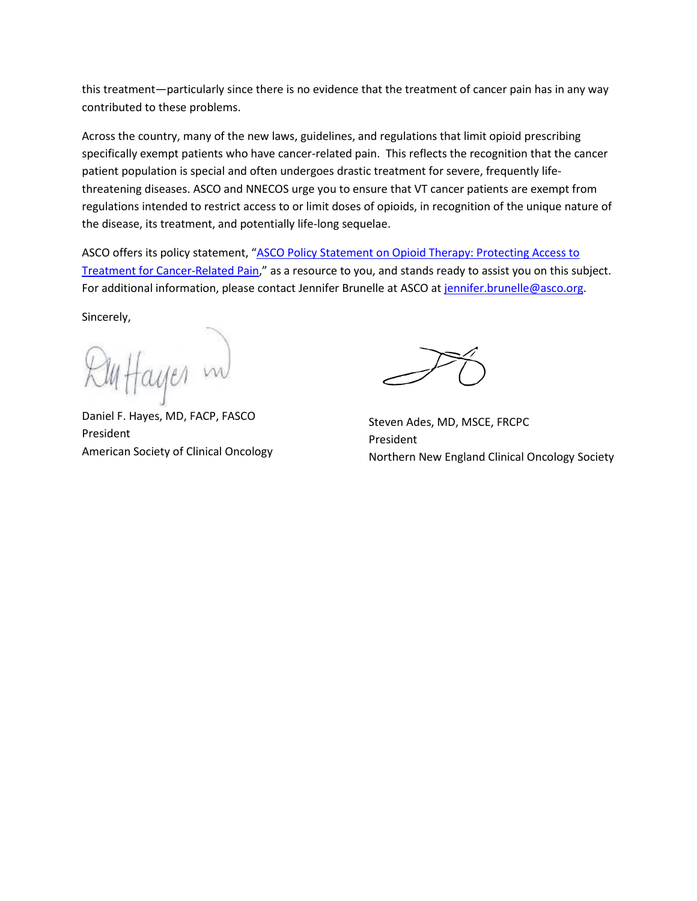this treatment—particularly since there is no evidence that the treatment of cancer pain has in any way contributed to these problems.

Across the country, many of the new laws, guidelines, and regulations that limit opioid prescribing specifically exempt patients who have cancer-related pain. This reflects the recognition that the cancer patient population is special and often undergoes drastic treatment for severe, frequently life-threatening diseases. ASCO and NNECOS urge you to ensure that VT cancer patients are exempt from regulations intended to restrict access to or limit doses of opioids, in recognition of the unique nature of the disease, its treatment, and potentially life-long sequelae.

ASCO offers its policy statement, "ASCO Policy Statement on Opioid Therapy: Protecting Access to Treatment for Cancer-Related Pain," as a resource to you, and stands ready to assist you on this subject. For additional information, please contact Jennifer Brunelle at ASCO at jennifer.brunelle@asco.org.

Sincerely,

Daniel F. Hayes, MD, FACP, FASCO
President
American Society of Clinical Oncology

Steven Ades, MD, MSCE, FRCPC
President
Northern New England Clinical Oncology Society